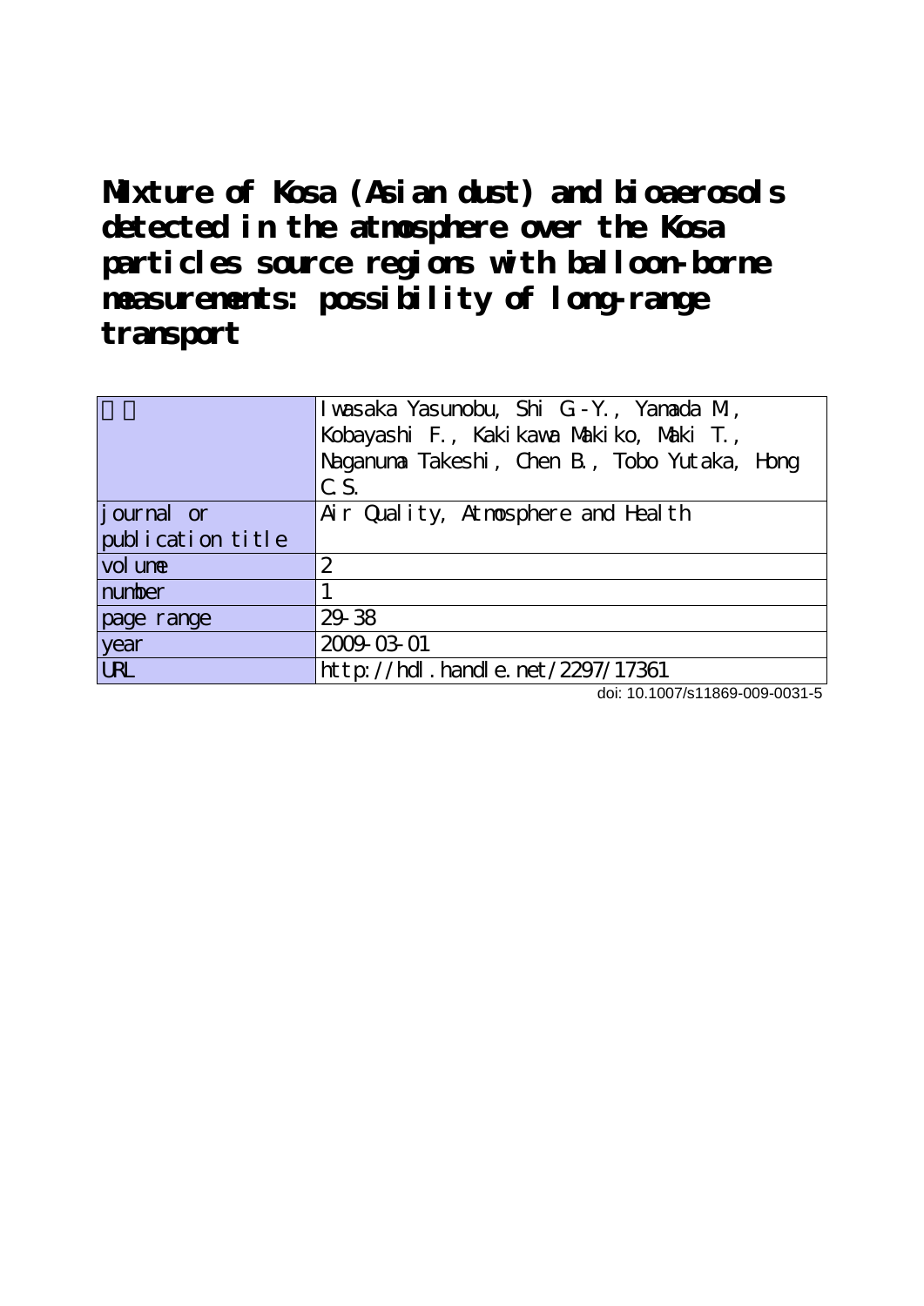# Mixture of Kosa (Asian dust) and bioaerosols detected in the atmosphere over the Kosa particles source regions with balloon-borne measurements: possibility of long-range transport

| 著者 | Iwasaka Yasunobu, Shi G.-Y., Yamada M., Kobayashi F., Kakikawa Makiko, Maki T., Naganuma Takeshi, Chen B., Tobo Yutaka, Hong C.S. |
|---|---|
| journal or publication title | Air Quality, Atmosphere and Health |
| volume | 2 |
| number | 1 |
| page range | 29-38 |
| year | 2009-03-01 |
| URL | http://hdl.handle.net/2297/17361 |

doi: 10.1007/s11869-009-0031-5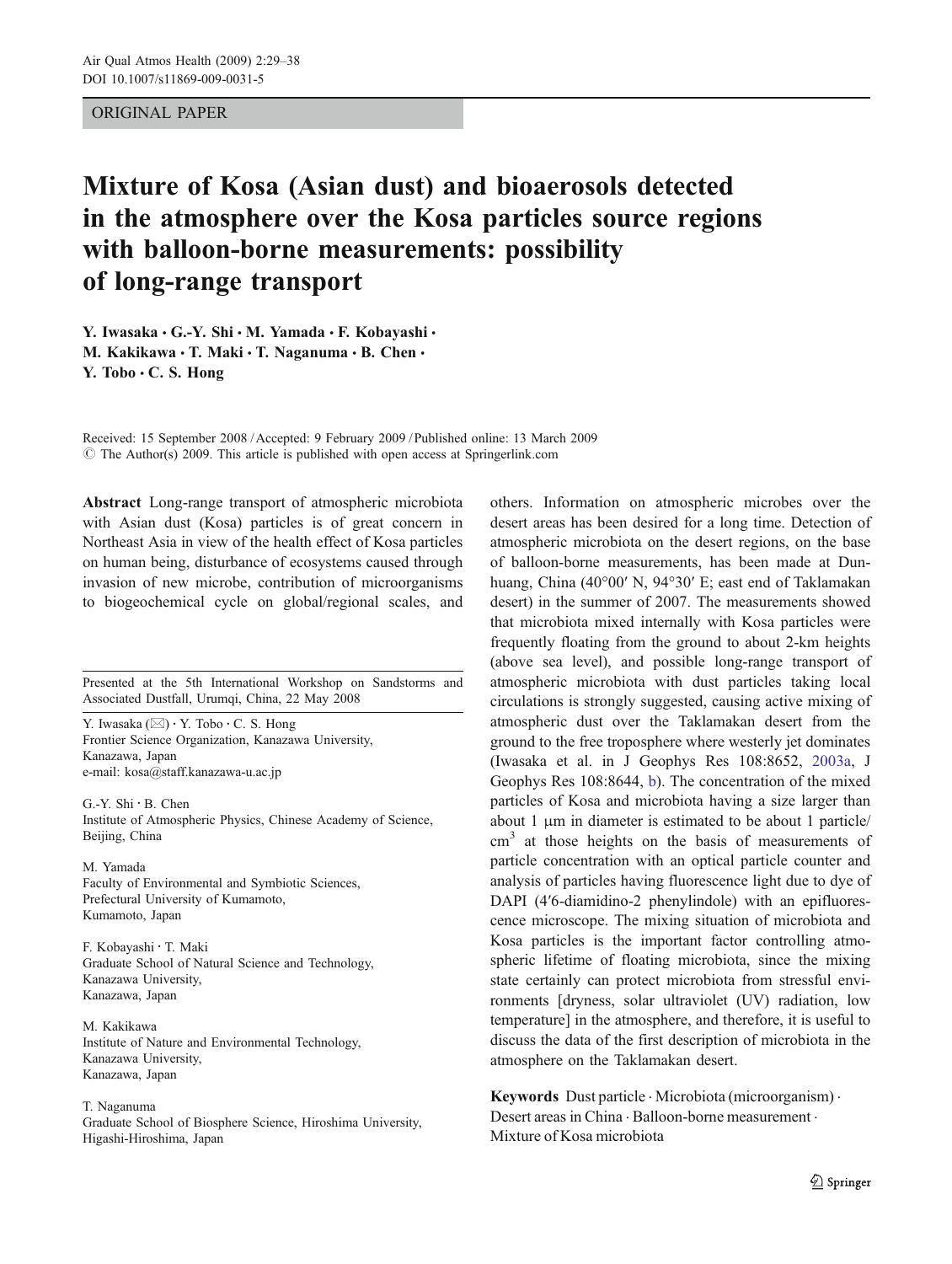ORIGINAL PAPER

# Mixture of Kosa (Asian dust) and bioaerosols detected in the atmosphere over the Kosa particles source regions with balloon-borne measurements: possibility of long-range transport

Y. Iwasaka · G.-Y. Shi · M. Yamada · F. Kobayashi · M. Kakikawa · T. Maki · T. Naganuma · B. Chen · Y. Tobo · C. S. Hong

Received: 15 September 2008 / Accepted: 9 February 2009 / Published online: 13 March 2009
© The Author(s) 2009. This article is published with open access at Springerlink.com

**Abstract** Long-range transport of atmospheric microbiota with Asian dust (Kosa) particles is of great concern in Northeast Asia in view of the health effect of Kosa particles on human being, disturbance of ecosystems caused through invasion of new microbe, contribution of microorganisms to biogeochemical cycle on global/regional scales, and others. Information on atmospheric microbes over the desert areas has been desired for a long time. Detection of atmospheric microbiota on the desert regions, on the base of balloon-borne measurements, has been made at Dunhuang, China (40°00′ N, 94°30′ E; east end of Taklamakan desert) in the summer of 2007. The measurements showed that microbiota mixed internally with Kosa particles were frequently floating from the ground to about 2-km heights (above sea level), and possible long-range transport of atmospheric microbiota with dust particles taking local circulations is strongly suggested, causing active mixing of atmospheric dust over the Taklamakan desert from the ground to the free troposphere where westerly jet dominates (Iwasaka et al. in J Geophys Res 108:8652, 2003a, J Geophys Res 108:8644, b). The concentration of the mixed particles of Kosa and microbiota having a size larger than about 1 μm in diameter is estimated to be about 1 particle/cm$^3$ at those heights on the basis of measurements of particle concentration with an optical particle counter and analysis of particles having fluorescence light due to dye of DAPI (4′6-diamidino-2 phenylindole) with an epifluorescence microscope. The mixing situation of microbiota and Kosa particles is the important factor controlling atmospheric lifetime of floating microbiota, since the mixing state certainly can protect microbiota from stressful environments [dryness, solar ultraviolet (UV) radiation, low temperature] in the atmosphere, and therefore, it is useful to discuss the data of the first description of microbiota in the atmosphere on the Taklamakan desert.

**Keywords** Dust particle · Microbiota (microorganism) · Desert areas in China · Balloon-borne measurement · Mixture of Kosa microbiota

Presented at the 5th International Workshop on Sandstorms and Associated Dustfall, Urumqi, China, 22 May 2008

Y. Iwasaka (✉) · Y. Tobo · C. S. Hong
Frontier Science Organization, Kanazawa University,
Kanazawa, Japan
e-mail: kosa@staff.kanazawa-u.ac.jp

G.-Y. Shi · B. Chen
Institute of Atmospheric Physics, Chinese Academy of Science,
Beijing, China

M. Yamada
Faculty of Environmental and Symbiotic Sciences,
Prefectural University of Kumamoto,
Kumamoto, Japan

F. Kobayashi · T. Maki
Graduate School of Natural Science and Technology,
Kanazawa University,
Kanazawa, Japan

M. Kakikawa
Institute of Nature and Environmental Technology,
Kanazawa University,
Kanazawa, Japan

T. Naganuma
Graduate School of Biosphere Science, Hiroshima University,
Higashi-Hiroshima, Japan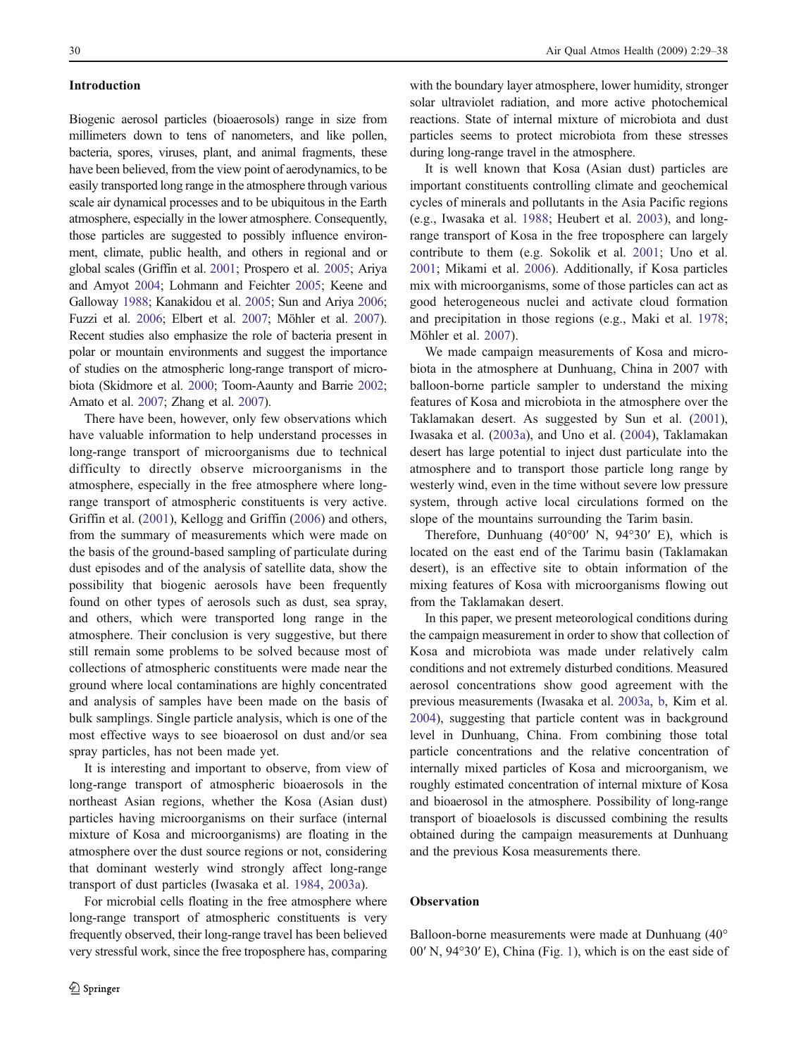## Introduction

Biogenic aerosol particles (bioaerosols) range in size from millimeters down to tens of nanometers, and like pollen, bacteria, spores, viruses, plant, and animal fragments, these have been believed, from the view point of aerodynamics, to be easily transported long range in the atmosphere through various scale air dynamical processes and to be ubiquitous in the Earth atmosphere, especially in the lower atmosphere. Consequently, those particles are suggested to possibly influence environment, climate, public health, and others in regional and or global scales (Griffin et al. 2001; Prospero et al. 2005; Ariya and Amyot 2004; Lohmann and Feichter 2005; Keene and Galloway 1988; Kanakidou et al. 2005; Sun and Ariya 2006; Fuzzi et al. 2006; Elbert et al. 2007; Möhler et al. 2007). Recent studies also emphasize the role of bacteria present in polar or mountain environments and suggest the importance of studies on the atmospheric long-range transport of microbiota (Skidmore et al. 2000; Toom-Aaunty and Barrie 2002; Amato et al. 2007; Zhang et al. 2007).

There have been, however, only few observations which have valuable information to help understand processes in long-range transport of microorganisms due to technical difficulty to directly observe microorganisms in the atmosphere, especially in the free atmosphere where long-range transport of atmospheric constituents is very active. Griffin et al. (2001), Kellogg and Griffin (2006) and others, from the summary of measurements which were made on the basis of the ground-based sampling of particulate during dust episodes and of the analysis of satellite data, show the possibility that biogenic aerosols have been frequently found on other types of aerosols such as dust, sea spray, and others, which were transported long range in the atmosphere. Their conclusion is very suggestive, but there still remain some problems to be solved because most of collections of atmospheric constituents were made near the ground where local contaminations are highly concentrated and analysis of samples have been made on the basis of bulk samplings. Single particle analysis, which is one of the most effective ways to see bioaerosol on dust and/or sea spray particles, has not been made yet.

It is interesting and important to observe, from view of long-range transport of atmospheric bioaerosols in the northeast Asian regions, whether the Kosa (Asian dust) particles having microorganisms on their surface (internal mixture of Kosa and microorganisms) are floating in the atmosphere over the dust source regions or not, considering that dominant westerly wind strongly affect long-range transport of dust particles (Iwasaka et al. 1984, 2003a).

For microbial cells floating in the free atmosphere where long-range transport of atmospheric constituents is very frequently observed, their long-range travel has been believed very stressful work, since the free troposphere has, comparing with the boundary layer atmosphere, lower humidity, stronger solar ultraviolet radiation, and more active photochemical reactions. State of internal mixture of microbiota and dust particles seems to protect microbiota from these stresses during long-range travel in the atmosphere.

It is well known that Kosa (Asian dust) particles are important constituents controlling climate and geochemical cycles of minerals and pollutants in the Asia Pacific regions (e.g., Iwasaka et al. 1988; Heubert et al. 2003), and long-range transport of Kosa in the free troposphere can largely contribute to them (e.g. Sokolik et al. 2001; Uno et al. 2001; Mikami et al. 2006). Additionally, if Kosa particles mix with microorganisms, some of those particles can act as good heterogeneous nuclei and activate cloud formation and precipitation in those regions (e.g., Maki et al. 1978; Möhler et al. 2007).

We made campaign measurements of Kosa and microbiota in the atmosphere at Dunhuang, China in 2007 with balloon-borne particle sampler to understand the mixing features of Kosa and microbiota in the atmosphere over the Taklamakan desert. As suggested by Sun et al. (2001), Iwasaka et al. (2003a), and Uno et al. (2004), Taklamakan desert has large potential to inject dust particulate into the atmosphere and to transport those particle long range by westerly wind, even in the time without severe low pressure system, through active local circulations formed on the slope of the mountains surrounding the Tarim basin.

Therefore, Dunhuang (40°00′ N, 94°30′ E), which is located on the east end of the Tarimu basin (Taklamakan desert), is an effective site to obtain information of the mixing features of Kosa with microorganisms flowing out from the Taklamakan desert.

In this paper, we present meteorological conditions during the campaign measurement in order to show that collection of Kosa and microbiota was made under relatively calm conditions and not extremely disturbed conditions. Measured aerosol concentrations show good agreement with the previous measurements (Iwasaka et al. 2003a, b, Kim et al. 2004), suggesting that particle content was in background level in Dunhuang, China. From combining those total particle concentrations and the relative concentration of internally mixed particles of Kosa and microorganism, we roughly estimated concentration of internal mixture of Kosa and bioaerosol in the atmosphere. Possibility of long-range transport of bioaelosols is discussed combining the results obtained during the campaign measurements at Dunhuang and the previous Kosa measurements there.

## Observation

Balloon-borne measurements were made at Dunhuang (40° 00′ N, 94°30′ E), China (Fig. 1), which is on the east side of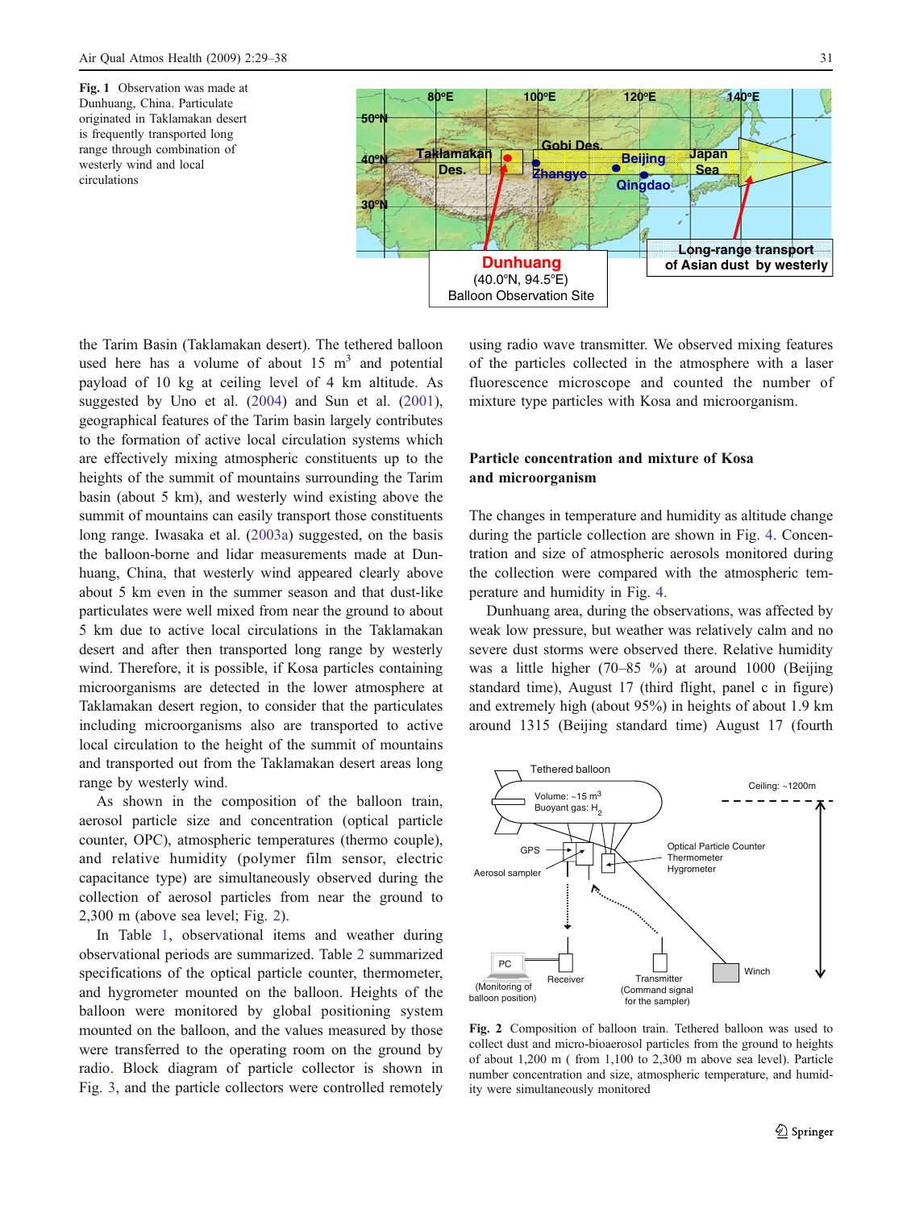Fig. 1 Observation was made at Dunhuang, China. Particulate originated in Taklamakan desert is frequently transported long range through combination of westerly wind and local circulations

the Tarim Basin (Taklamakan desert). The tethered balloon used here has a volume of about 15 m$^3$ and potential payload of 10 kg at ceiling level of 4 km altitude. As suggested by Uno et al. (2004) and Sun et al. (2001), geographical features of the Tarim basin largely contributes to the formation of active local circulation systems which are effectively mixing atmospheric constituents up to the heights of the summit of mountains surrounding the Tarim basin (about 5 km), and westerly wind existing above the summit of mountains can easily transport those constituents long range. Iwasaka et al. (2003a) suggested, on the basis the balloon-borne and lidar measurements made at Dunhuang, China, that westerly wind appeared clearly above about 5 km even in the summer season and that dust-like particulates were well mixed from near the ground to about 5 km due to active local circulations in the Taklamakan desert and after then transported long range by westerly wind. Therefore, it is possible, if Kosa particles containing microorganisms are detected in the lower atmosphere at Taklamakan desert region, to consider that the particulates including microorganisms also are transported to active local circulation to the height of the summit of mountains and transported out from the Taklamakan desert areas long range by westerly wind.

As shown in the composition of the balloon train, aerosol particle size and concentration (optical particle counter, OPC), atmospheric temperatures (thermo couple), and relative humidity (polymer film sensor, electric capacitance type) are simultaneously observed during the collection of aerosol particles from near the ground to 2,300 m (above sea level; Fig. 2).

In Table 1, observational items and weather during observational periods are summarized. Table 2 summarized specifications of the optical particle counter, thermometer, and hygrometer mounted on the balloon. Heights of the balloon were monitored by global positioning system mounted on the balloon, and the values measured by those were transferred to the operating room on the ground by radio. Block diagram of particle collector is shown in Fig. 3, and the particle collectors were controlled remotely using radio wave transmitter. We observed mixing features of the particles collected in the atmosphere with a laser fluorescence microscope and counted the number of mixture type particles with Kosa and microorganism.

## Particle concentration and mixture of Kosa and microorganism

The changes in temperature and humidity as altitude change during the particle collection are shown in Fig. 4. Concentration and size of atmospheric aerosols monitored during the collection were compared with the atmospheric temperature and humidity in Fig. 4.

Dunhuang area, during the observations, was affected by weak low pressure, but weather was relatively calm and no severe dust storms were observed there. Relative humidity was a little higher (70–85 %) at around 1000 (Beijing standard time), August 17 (third flight, panel c in figure) and extremely high (about 95%) in heights of about 1.9 km around 1315 (Beijing standard time) August 17 (fourth

Fig. 2 Composition of balloon train. Tethered balloon was used to collect dust and micro-bioaerosol particles from the ground to heights of about 1,200 m ( from 1,100 to 2,300 m above sea level). Particle number concentration and size, atmospheric temperature, and humidity were simultaneously monitored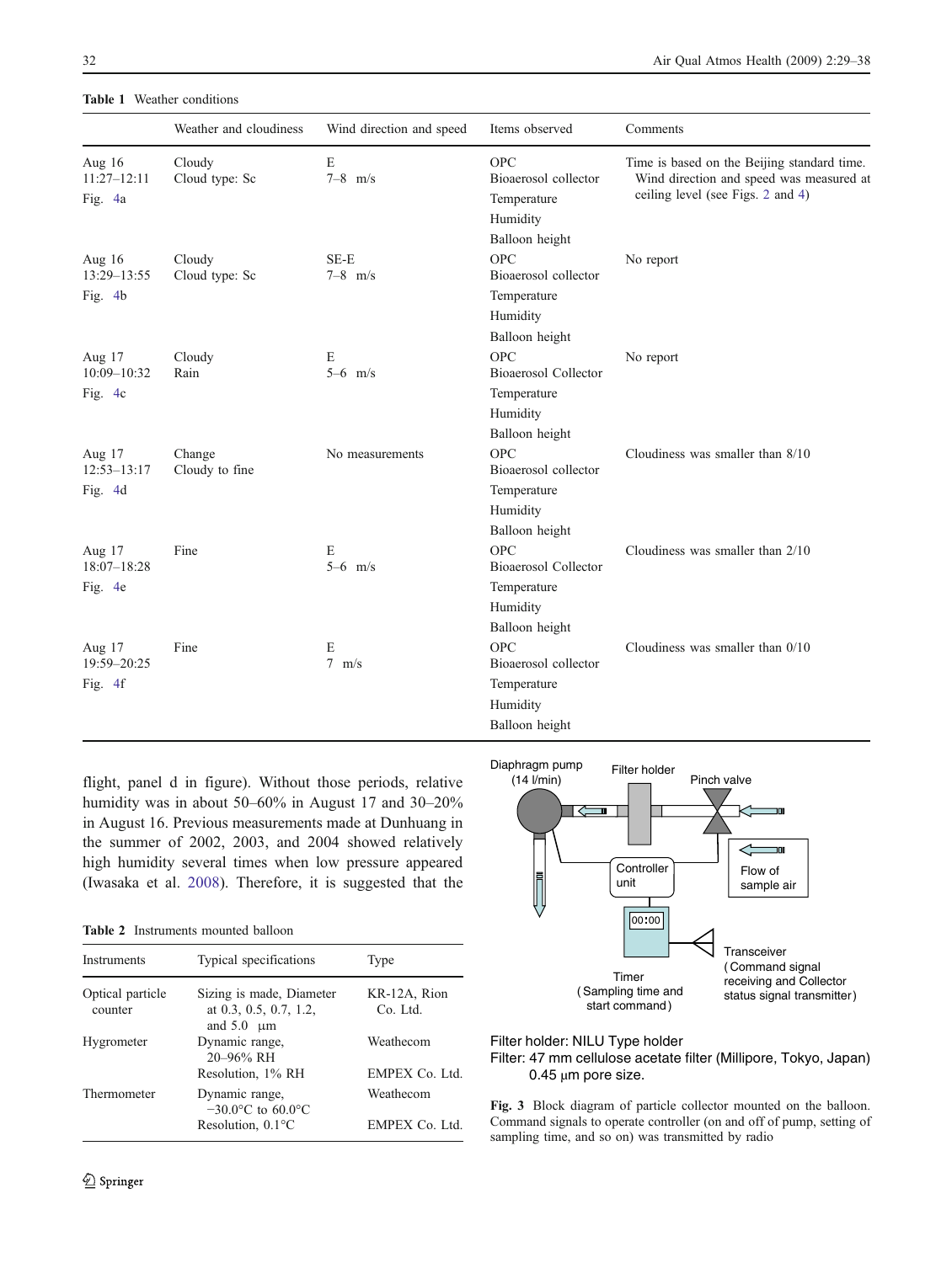**Table 1** Weather conditions

| | Weather and cloudiness | Wind direction and speed | Items observed | Comments |
|---|---|---|---|---|
| Aug 16 11:27–12:11 Fig. 4a | Cloudy Cloud type: Sc | E 7–8 m/s | OPC Bioaerosol collector Temperature Humidity Balloon height | Time is based on the Beijing standard time. Wind direction and speed was measured at ceiling level (see Figs. 2 and 4) |
| Aug 16 13:29–13:55 Fig. 4b | Cloudy Cloud type: Sc | SE-E 7–8 m/s | OPC Bioaerosol collector Temperature Humidity Balloon height | No report |
| Aug 17 10:09–10:32 Fig. 4c | Cloudy Rain | E 5–6 m/s | OPC Bioaerosol Collector Temperature Humidity Balloon height | No report |
| Aug 17 12:53–13:17 Fig. 4d | Change Cloudy to fine | No measurements | OPC Bioaerosol collector Temperature Humidity Balloon height | Cloudiness was smaller than 8/10 |
| Aug 17 18:07–18:28 Fig. 4e | Fine | E 5–6 m/s | OPC Bioaerosol Collector Temperature Humidity Balloon height | Cloudiness was smaller than 2/10 |
| Aug 17 19:59–20:25 Fig. 4f | Fine | E 7 m/s | OPC Bioaerosol collector Temperature Humidity Balloon height | Cloudiness was smaller than 0/10 |

flight, panel d in figure). Without those periods, relative humidity was in about 50–60% in August 17 and 30–20% in August 16. Previous measurements made at Dunhuang in the summer of 2002, 2003, and 2004 showed relatively high humidity several times when low pressure appeared (Iwasaka et al. 2008). Therefore, it is suggested that the

**Table 2** Instruments mounted balloon

| Instruments | Typical specifications | Type |
|---|---|---|
| Optical particle counter | Sizing is made, Diameter at 0.3, 0.5, 0.7, 1.2, and 5.0 μm | KR-12A, Rion Co. Ltd. |
| Hygrometer | Dynamic range, 20–96% RH | Weathecom |
| | Resolution, 1% RH | EMPEX Co. Ltd. |
| Thermometer | Dynamic range, −30.0°C to 60.0°C | Weathecom |
| | Resolution, 0.1°C | EMPEX Co. Ltd. |

Diaphragm pump (14 l/min) — Filter holder — Pinch valve — Flow of sample air — Controller unit — Timer (Sampling time and start command) — Transceiver (Command signal receiving and Collector status signal transmitter)

Filter holder: NILU Type holder
Filter: 47 mm cellulose acetate filter (Millipore, Tokyo, Japan) 0.45 μm pore size.

**Fig. 3** Block diagram of particle collector mounted on the balloon. Command signals to operate controller (on and off of pump, setting of sampling time, and so on) was transmitted by radio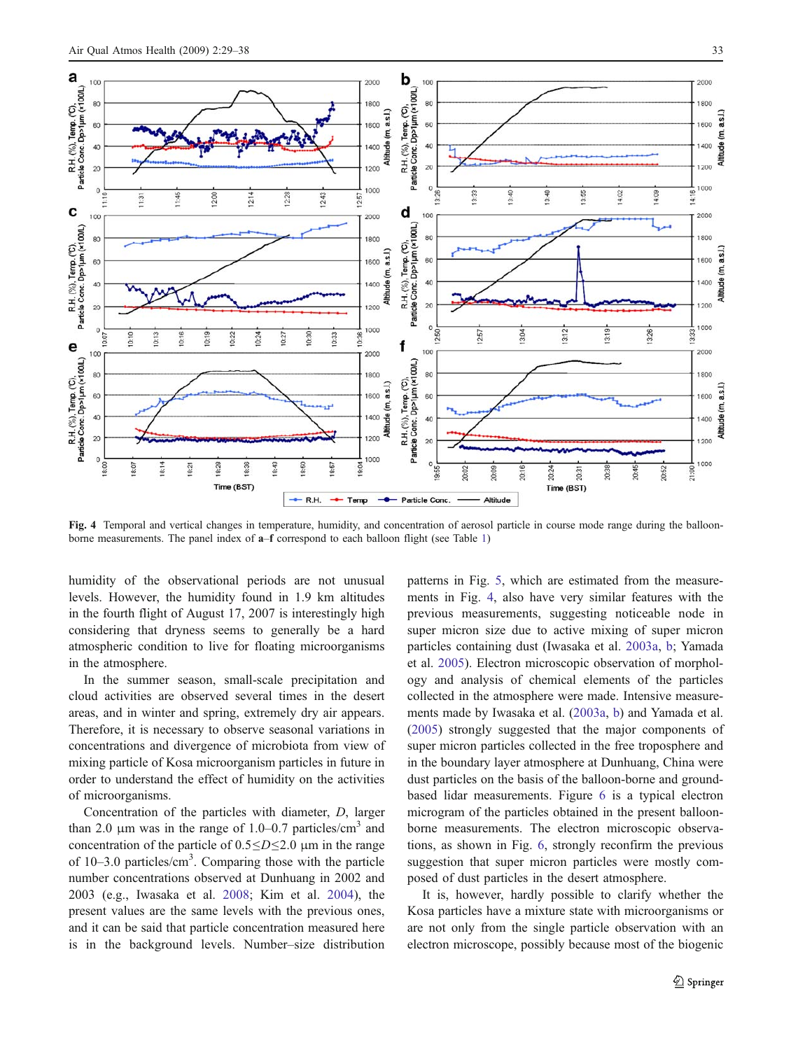Fig. 4 Temporal and vertical changes in temperature, humidity, and concentration of aerosol particle in course mode range during the balloon-borne measurements. The panel index of **a**–**f** correspond to each balloon flight (see Table 1)

humidity of the observational periods are not unusual levels. However, the humidity found in 1.9 km altitudes in the fourth flight of August 17, 2007 is interestingly high considering that dryness seems to generally be a hard atmospheric condition to live for floating microorganisms in the atmosphere.

In the summer season, small-scale precipitation and cloud activities are observed several times in the desert areas, and in winter and spring, extremely dry air appears. Therefore, it is necessary to observe seasonal variations in concentrations and divergence of microbiota from view of mixing particle of Kosa microorganism particles in future in order to understand the effect of humidity on the activities of microorganisms.

Concentration of the particles with diameter, $D$, larger than 2.0 μm was in the range of 1.0–0.7 particles/cm$^3$ and concentration of the particle of $0.5 \leq D \leq 2.0$ μm in the range of 10–3.0 particles/cm$^3$. Comparing those with the particle number concentrations observed at Dunhuang in 2002 and 2003 (e.g., Iwasaka et al. 2008; Kim et al. 2004), the present values are the same levels with the previous ones, and it can be said that particle concentration measured here is in the background levels. Number–size distribution patterns in Fig. 5, which are estimated from the measurements in Fig. 4, also have very similar features with the previous measurements, suggesting noticeable node in super micron size due to active mixing of super micron particles containing dust (Iwasaka et al. 2003a, b; Yamada et al. 2005). Electron microscopic observation of morphology and analysis of chemical elements of the particles collected in the atmosphere were made. Intensive measurements made by Iwasaka et al. (2003a, b) and Yamada et al. (2005) strongly suggested that the major components of super micron particles collected in the free troposphere and in the boundary layer atmosphere at Dunhuang, China were dust particles on the basis of the balloon-borne and ground-based lidar measurements. Figure 6 is a typical electron microgram of the particles obtained in the present balloon-borne measurements. The electron microscopic observations, as shown in Fig. 6, strongly reconfirm the previous suggestion that super micron particles were mostly composed of dust particles in the desert atmosphere.

It is, however, hardly possible to clarify whether the Kosa particles have a mixture state with microorganisms or are not only from the single particle observation with an electron microscope, possibly because most of the biogenic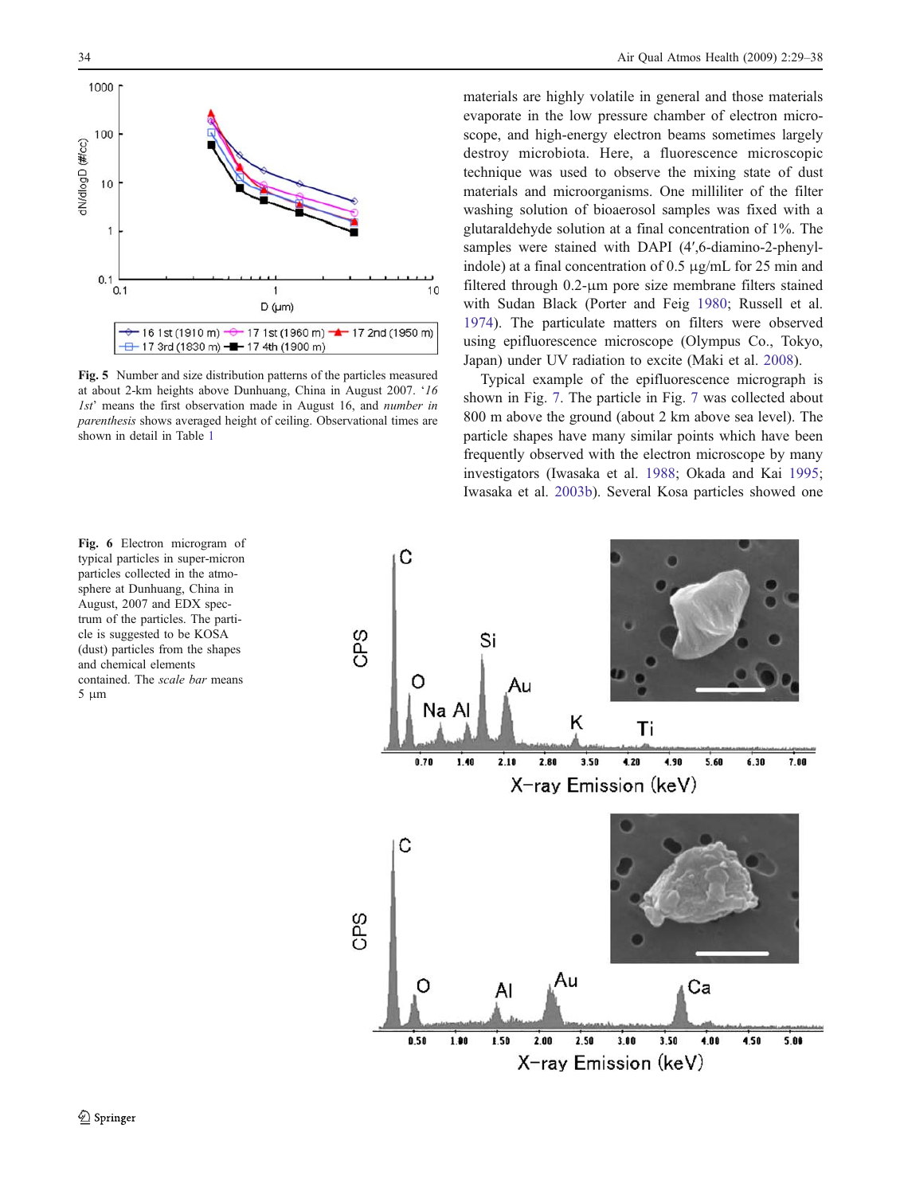Fig. 5 Number and size distribution patterns of the particles measured at about 2-km heights above Dunhuang, China in August 2007. '*16 1st*' means the first observation made in August 16, and *number in parenthesis* shows averaged height of ceiling. Observational times are shown in detail in Table 1

materials are highly volatile in general and those materials evaporate in the low pressure chamber of electron microscope, and high-energy electron beams sometimes largely destroy microbiota. Here, a fluorescence microscopic technique was used to observe the mixing state of dust materials and microorganisms. One milliliter of the filter washing solution of bioaerosol samples was fixed with a glutaraldehyde solution at a final concentration of 1%. The samples were stained with DAPI (4′,6-diamino-2-phenylindole) at a final concentration of 0.5 μg/mL for 25 min and filtered through 0.2-μm pore size membrane filters stained with Sudan Black (Porter and Feig 1980; Russell et al. 1974). The particulate matters on filters were observed using epifluorescence microscope (Olympus Co., Tokyo, Japan) under UV radiation to excite (Maki et al. 2008).

Typical example of the epifluorescence micrograph is shown in Fig. 7. The particle in Fig. 7 was collected about 800 m above the ground (about 2 km above sea level). The particle shapes have many similar points which have been frequently observed with the electron microscope by many investigators (Iwasaka et al. 1988; Okada and Kai 1995; Iwasaka et al. 2003b). Several Kosa particles showed one

Fig. 6 Electron microgram of typical particles in super-micron particles collected in the atmosphere at Dunhuang, China in August, 2007 and EDX spectrum of the particles. The particle is suggested to be KOSA (dust) particles from the shapes and chemical elements contained. The *scale bar* means 5 μm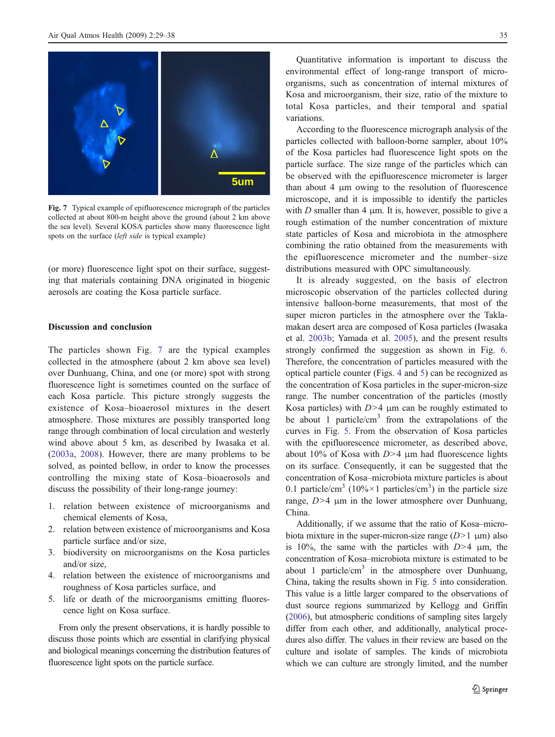Fig. 7 Typical example of epifluorescence micrograph of the particles collected at about 800-m height above the ground (about 2 km above the sea level). Several KOSA particles show many fluorescence light spots on the surface (*left side* is typical example)

(or more) fluorescence light spot on their surface, suggesting that materials containing DNA originated in biogenic aerosols are coating the Kosa particle surface.

## Discussion and conclusion

The particles shown Fig. 7 are the typical examples collected in the atmosphere (about 2 km above sea level) over Dunhuang, China, and one (or more) spot with strong fluorescence light is sometimes counted on the surface of each Kosa particle. This picture strongly suggests the existence of Kosa–bioaerosol mixtures in the desert atmosphere. Those mixtures are possibly transported long range through combination of local circulation and westerly wind above about 5 km, as described by Iwasaka et al. (2003a, 2008). However, there are many problems to be solved, as pointed bellow, in order to know the processes controlling the mixing state of Kosa–bioaerosols and discuss the possibility of their long-range journey:

1. relation between existence of microorganisms and chemical elements of Kosa,
2. relation between existence of microorganisms and Kosa particle surface and/or size,
3. biodiversity on microorganisms on the Kosa particles and/or size,
4. relation between the existence of microorganisms and roughness of Kosa particles surface, and
5. life or death of the microorganisms emitting fluorescence light on Kosa surface.

From only the present observations, it is hardly possible to discuss those points which are essential in clarifying physical and biological meanings concerning the distribution features of fluorescence light spots on the particle surface.

Quantitative information is important to discuss the environmental effect of long-range transport of microorganisms, such as concentration of internal mixtures of Kosa and microorganism, their size, ratio of the mixture to total Kosa particles, and their temporal and spatial variations.

According to the fluorescence micrograph analysis of the particles collected with balloon-borne sampler, about 10% of the Kosa particles had fluorescence light spots on the particle surface. The size range of the particles which can be observed with the epifluorescence micrometer is larger than about 4 μm owing to the resolution of fluorescence microscope, and it is impossible to identify the particles with $D$ smaller than 4 μm. It is, however, possible to give a rough estimation of the number concentration of mixture state particles of Kosa and microbiota in the atmosphere combining the ratio obtained from the measurements with the epifluorescence micrometer and the number–size distributions measured with OPC simultaneously.

It is already suggested, on the basis of electron microscopic observation of the particles collected during intensive balloon-borne measurements, that most of the super micron particles in the atmosphere over the Taklamakan desert area are composed of Kosa particles (Iwasaka et al. 2003b; Yamada et al. 2005), and the present results strongly confirmed the suggestion as shown in Fig. 6. Therefore, the concentration of particles measured with the optical particle counter (Figs. 4 and 5) can be recognized as the concentration of Kosa particles in the super-micron-size range. The number concentration of the particles (mostly Kosa particles) with $D>4$ μm can be roughly estimated to be about 1 particle/cm$^3$ from the extrapolations of the curves in Fig. 5. From the observation of Kosa particles with the epifluorescence micrometer, as described above, about 10% of Kosa with $D>4$ μm had fluorescence lights on its surface. Consequently, it can be suggested that the concentration of Kosa–microbiota mixture particles is about 0.1 particle/cm$^3$ (10%×1 particles/cm$^3$) in the particle size range, $D>4$ μm in the lower atmosphere over Dunhuang, China.

Additionally, if we assume that the ratio of Kosa–microbiota mixture in the super-micron-size range ($D>1$ μm) also is 10%, the same with the particles with $D>4$ μm, the concentration of Kosa–microbiota mixture is estimated to be about 1 particle/cm$^3$ in the atmosphere over Dunhuang, China, taking the results shown in Fig. 5 into consideration. This value is a little larger compared to the observations of dust source regions summarized by Kellogg and Griffin (2006), but atmospheric conditions of sampling sites largely differ from each other, and additionally, analytical procedures also differ. The values in their review are based on the culture and isolate of samples. The kinds of microbiota which we can culture are strongly limited, and the number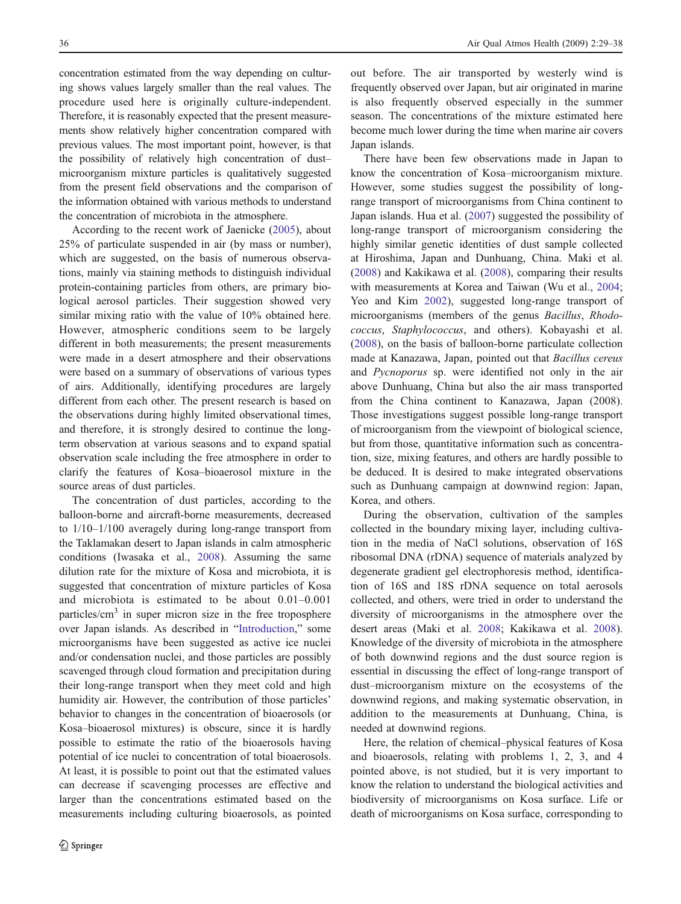concentration estimated from the way depending on culturing shows values largely smaller than the real values. The procedure used here is originally culture-independent. Therefore, it is reasonably expected that the present measurements show relatively higher concentration compared with previous values. The most important point, however, is that the possibility of relatively high concentration of dust–microorganism mixture particles is qualitatively suggested from the present field observations and the comparison of the information obtained with various methods to understand the concentration of microbiota in the atmosphere.

According to the recent work of Jaenicke (2005), about 25% of particulate suspended in air (by mass or number), which are suggested, on the basis of numerous observations, mainly via staining methods to distinguish individual protein-containing particles from others, are primary biological aerosol particles. Their suggestion showed very similar mixing ratio with the value of 10% obtained here. However, atmospheric conditions seem to be largely different in both measurements; the present measurements were made in a desert atmosphere and their observations were based on a summary of observations of various types of airs. Additionally, identifying procedures are largely different from each other. The present research is based on the observations during highly limited observational times, and therefore, it is strongly desired to continue the long-term observation at various seasons and to expand spatial observation scale including the free atmosphere in order to clarify the features of Kosa–bioaerosol mixture in the source areas of dust particles.

The concentration of dust particles, according to the balloon-borne and aircraft-borne measurements, decreased to 1/10–1/100 averagely during long-range transport from the Taklamakan desert to Japan islands in calm atmospheric conditions (Iwasaka et al., 2008). Assuming the same dilution rate for the mixture of Kosa and microbiota, it is suggested that concentration of mixture particles of Kosa and microbiota is estimated to be about 0.01–0.001 particles/$cm^3$ in super micron size in the free troposphere over Japan islands. As described in "Introduction," some microorganisms have been suggested as active ice nuclei and/or condensation nuclei, and those particles are possibly scavenged through cloud formation and precipitation during their long-range transport when they meet cold and high humidity air. However, the contribution of those particles' behavior to changes in the concentration of bioaerosols (or Kosa–bioaerosol mixtures) is obscure, since it is hardly possible to estimate the ratio of the bioaerosols having potential of ice nuclei to concentration of total bioaerosols. At least, it is possible to point out that the estimated values can decrease if scavenging processes are effective and larger than the concentrations estimated based on the measurements including culturing bioaerosols, as pointed out before. The air transported by westerly wind is frequently observed over Japan, but air originated in marine is also frequently observed especially in the summer season. The concentrations of the mixture estimated here become much lower during the time when marine air covers Japan islands.

There have been few observations made in Japan to know the concentration of Kosa–microorganism mixture. However, some studies suggest the possibility of long-range transport of microorganisms from China continent to Japan islands. Hua et al. (2007) suggested the possibility of long-range transport of microorganism considering the highly similar genetic identities of dust sample collected at Hiroshima, Japan and Dunhuang, China. Maki et al. (2008) and Kakikawa et al. (2008), comparing their results with measurements at Korea and Taiwan (Wu et al., 2004; Yeo and Kim 2002), suggested long-range transport of microorganisms (members of the genus *Bacillus*, *Rhodococcus*, *Staphylococcus*, and others). Kobayashi et al. (2008), on the basis of balloon-borne particulate collection made at Kanazawa, Japan, pointed out that *Bacillus cereus* and *Pycnoporus* sp. were identified not only in the air above Dunhuang, China but also the air mass transported from the China continent to Kanazawa, Japan (2008). Those investigations suggest possible long-range transport of microorganism from the viewpoint of biological science, but from those, quantitative information such as concentration, size, mixing features, and others are hardly possible to be deduced. It is desired to make integrated observations such as Dunhuang campaign at downwind region: Japan, Korea, and others.

During the observation, cultivation of the samples collected in the boundary mixing layer, including cultivation in the media of NaCl solutions, observation of 16S ribosomal DNA (rDNA) sequence of materials analyzed by degenerate gradient gel electrophoresis method, identification of 16S and 18S rDNA sequence on total aerosols collected, and others, were tried in order to understand the diversity of microorganisms in the atmosphere over the desert areas (Maki et al. 2008; Kakikawa et al. 2008). Knowledge of the diversity of microbiota in the atmosphere of both downwind regions and the dust source region is essential in discussing the effect of long-range transport of dust–microorganism mixture on the ecosystems of the downwind regions, and making systematic observation, in addition to the measurements at Dunhuang, China, is needed at downwind regions.

Here, the relation of chemical–physical features of Kosa and bioaerosols, relating with problems 1, 2, 3, and 4 pointed above, is not studied, but it is very important to know the relation to understand the biological activities and biodiversity of microorganisms on Kosa surface. Life or death of microorganisms on Kosa surface, corresponding to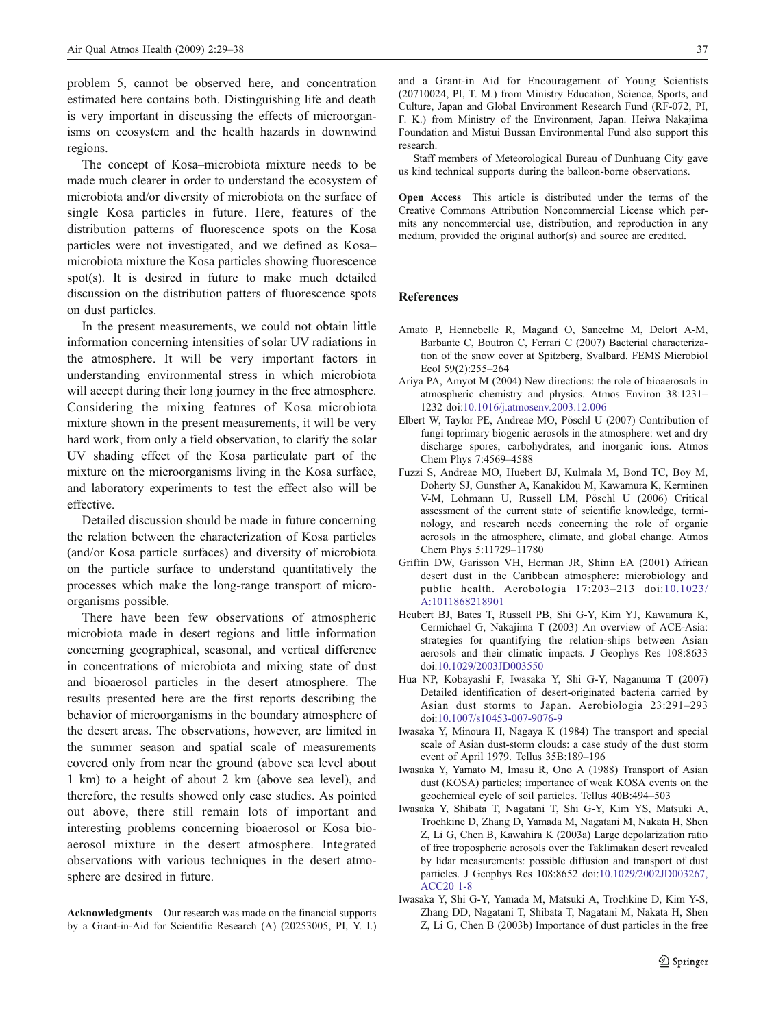problem 5, cannot be observed here, and concentration estimated here contains both. Distinguishing life and death is very important in discussing the effects of microorganisms on ecosystem and the health hazards in downwind regions.

The concept of Kosa–microbiota mixture needs to be made much clearer in order to understand the ecosystem of microbiota and/or diversity of microbiota on the surface of single Kosa particles in future. Here, features of the distribution patterns of fluorescence spots on the Kosa particles were not investigated, and we defined as Kosa–microbiota mixture the Kosa particles showing fluorescence spot(s). It is desired in future to make much detailed discussion on the distribution patters of fluorescence spots on dust particles.

In the present measurements, we could not obtain little information concerning intensities of solar UV radiations in the atmosphere. It will be very important factors in understanding environmental stress in which microbiota will accept during their long journey in the free atmosphere. Considering the mixing features of Kosa–microbiota mixture shown in the present measurements, it will be very hard work, from only a field observation, to clarify the solar UV shading effect of the Kosa particulate part of the mixture on the microorganisms living in the Kosa surface, and laboratory experiments to test the effect also will be effective.

Detailed discussion should be made in future concerning the relation between the characterization of Kosa particles (and/or Kosa particle surfaces) and diversity of microbiota on the particle surface to understand quantitatively the processes which make the long-range transport of microorganisms possible.

There have been few observations of atmospheric microbiota made in desert regions and little information concerning geographical, seasonal, and vertical difference in concentrations of microbiota and mixing state of dust and bioaerosol particles in the desert atmosphere. The results presented here are the first reports describing the behavior of microorganisms in the boundary atmosphere of the desert areas. The observations, however, are limited in the summer season and spatial scale of measurements covered only from near the ground (above sea level about 1 km) to a height of about 2 km (above sea level), and therefore, the results showed only case studies. As pointed out above, there still remain lots of important and interesting problems concerning bioaerosol or Kosa–bioaerosol mixture in the desert atmosphere. Integrated observations with various techniques in the desert atmosphere are desired in future.

**Acknowledgments** Our research was made on the financial supports by a Grant-in-Aid for Scientific Research (A) (20253005, PI, Y. I.) and a Grant-in Aid for Encouragement of Young Scientists (20710024, PI, T. M.) from Ministry Education, Science, Sports, and Culture, Japan and Global Environment Research Fund (RF-072, PI, F. K.) from Ministry of the Environment, Japan. Heiwa Nakajima Foundation and Mistui Bussan Environmental Fund also support this research.

Staff members of Meteorological Bureau of Dunhuang City gave us kind technical supports during the balloon-borne observations.

**Open Access** This article is distributed under the terms of the Creative Commons Attribution Noncommercial License which permits any noncommercial use, distribution, and reproduction in any medium, provided the original author(s) and source are credited.

## References

Amato P, Hennebelle R, Magand O, Sancelme M, Delort A-M, Barbante C, Boutron C, Ferrari C (2007) Bacterial characterization of the snow cover at Spitzberg, Svalbard. FEMS Microbiol Ecol 59(2):255–264

Ariya PA, Amyot M (2004) New directions: the role of bioaerosols in atmospheric chemistry and physics. Atmos Environ 38:1231–1232 doi:10.1016/j.atmosenv.2003.12.006

Elbert W, Taylor PE, Andreae MO, Pöschl U (2007) Contribution of fungi toprimary biogenic aerosols in the atmosphere: wet and dry discharge spores, carbohydrates, and inorganic ions. Atmos Chem Phys 7:4569–4588

Fuzzi S, Andreae MO, Huebert BJ, Kulmala M, Bond TC, Boy M, Doherty SJ, Gunsther A, Kanakidou M, Kawamura K, Kerminen V-M, Lohmann U, Russell LM, Pöschl U (2006) Critical assessment of the current state of scientific knowledge, terminology, and research needs concerning the role of organic aerosols in the atmosphere, climate, and global change. Atmos Chem Phys 5:11729–11780

Griffin DW, Garisson VH, Herman JR, Shinn EA (2001) African desert dust in the Caribbean atmosphere: microbiology and public health. Aerobologia 17:203–213 doi:10.1023/A:1011868218901

Heubert BJ, Bates T, Russell PB, Shi G-Y, Kim YJ, Kawamura K, Cermichael G, Nakajima T (2003) An overview of ACE-Asia: strategies for quantifying the relation-ships between Asian aerosols and their climatic impacts. J Geophys Res 108:8633 doi:10.1029/2003JD003550

Hua NP, Kobayashi F, Iwasaka Y, Shi G-Y, Naganuma T (2007) Detailed identification of desert-originated bacteria carried by Asian dust storms to Japan. Aerobiologia 23:291–293 doi:10.1007/s10453-007-9076-9

Iwasaka Y, Minoura H, Nagaya K (1984) The transport and special scale of Asian dust-storm clouds: a case study of the dust storm event of April 1979. Tellus 35B:189–196

Iwasaka Y, Yamato M, Imasu R, Ono A (1988) Transport of Asian dust (KOSA) particles; importance of weak KOSA events on the geochemical cycle of soil particles. Tellus 40B:494–503

Iwasaka Y, Shibata T, Nagatani T, Shi G-Y, Kim YS, Matsuki A, Trochkine D, Zhang D, Yamada M, Nagatani M, Nakata H, Shen Z, Li G, Chen B, Kawahira K (2003a) Large depolarization ratio of free tropospheric aerosols over the Taklimakan desert revealed by lidar measurements: possible diffusion and transport of dust particles. J Geophys Res 108:8652 doi:10.1029/2002JD003267, ACC20 1-8

Iwasaka Y, Shi G-Y, Yamada M, Matsuki A, Trochkine D, Kim Y-S, Zhang DD, Nagatani T, Shibata T, Nagatani M, Nakata H, Shen Z, Li G, Chen B (2003b) Importance of dust particles in the free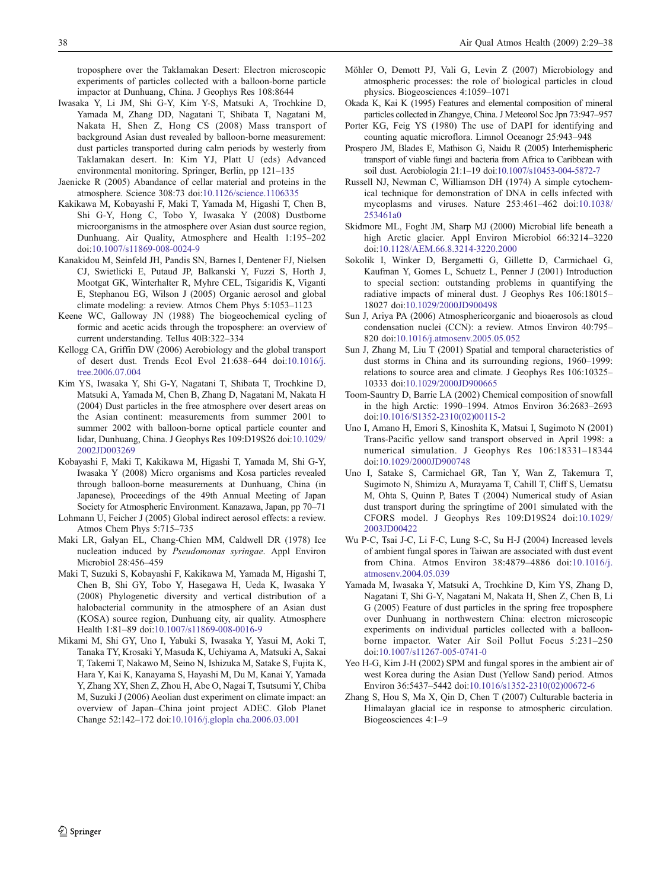troposphere over the Taklamakan Desert: Electron microscopic experiments of particles collected with a balloon-borne particle impactor at Dunhuang, China. J Geophys Res 108:8644

Iwasaka Y, Li JM, Shi G-Y, Kim Y-S, Matsuki A, Trochkine D, Yamada M, Zhang DD, Nagatani T, Shibata T, Nagatani M, Nakata H, Shen Z, Hong CS (2008) Mass transport of background Asian dust revealed by balloon-borne measurement: dust particles transported during calm periods by westerly from Taklamakan desert. In: Kim YJ, Platt U (eds) Advanced environmental monitoring. Springer, Berlin, pp 121–135

Jaenicke R (2005) Abandance of cellar material and proteins in the atmosphere. Science 308:73 doi:10.1126/science.1106335

Kakikawa M, Kobayashi F, Maki T, Yamada M, Higashi T, Chen B, Shi G-Y, Hong C, Tobo Y, Iwasaka Y (2008) Dustborne microorganisms in the atmosphere over Asian dust source region, Dunhuang. Air Quality, Atmosphere and Health 1:195–202 doi:10.1007/s11869-008-0024-9

Kanakidou M, Seinfeld JH, Pandis SN, Barnes I, Dentener FJ, Nielsen CJ, Swietlicki E, Putaud JP, Balkanski Y, Fuzzi S, Horth J, Mootgat GK, Winterhalter R, Myhre CEL, Tsigaridis K, Viganti E, Stephanou EG, Wilson J (2005) Organic aerosol and global climate modeling: a review. Atmos Chem Phys 5:1053–1123

Keene WC, Galloway JN (1988) The biogeochemical cycling of formic and acetic acids through the troposphere: an overview of current understanding. Tellus 40B:322–334

Kellogg CA, Griffin DW (2006) Aerobiology and the global transport of desert dust. Trends Ecol Evol 21:638–644 doi:10.1016/j.tree.2006.07.004

Kim YS, Iwasaka Y, Shi G-Y, Nagatani T, Shibata T, Trochkine D, Matsuki A, Yamada M, Chen B, Zhang D, Nagatani M, Nakata H (2004) Dust particles in the free atmosphere over desert areas on the Asian continent: measurements from summer 2001 to summer 2002 with balloon-borne optical particle counter and lidar, Dunhuang, China. J Geophys Res 109:D19S26 doi:10.1029/2002JD003269

Kobayashi F, Maki T, Kakikawa M, Higashi T, Yamada M, Shi G-Y, Iwasaka Y (2008) Micro organisms and Kosa particles revealed through balloon-borne measurements at Dunhuang, China (in Japanese), Proceedings of the 49th Annual Meeting of Japan Society for Atmospheric Environment. Kanazawa, Japan, pp 70–71

Lohmann U, Feicher J (2005) Global indirect aerosol effects: a review. Atmos Chem Phys 5:715–735

Maki LR, Galyan EL, Chang-Chien MM, Caldwell DR (1978) Ice nucleation induced by *Pseudomonas syringae*. Appl Environ Microbiol 28:456–459

Maki T, Suzuki S, Kobayashi F, Kakikawa M, Yamada M, Higashi T, Chen B, Shi GY, Tobo Y, Hasegawa H, Ueda K, Iwasaka Y (2008) Phylogenetic diversity and vertical distribution of a halobacterial community in the atmosphere of an Asian dust (KOSA) source region, Dunhuang city, air quality. Atmosphere Health 1:81–89 doi:10.1007/s11869-008-0016-9

Mikami M, Shi GY, Uno I, Yabuki S, Iwasaka Y, Yasui M, Aoki T, Tanaka TY, Krosaki Y, Masuda K, Uchiyama A, Matsuki A, Sakai T, Takemi T, Nakawo M, Seino N, Ishizuka M, Satake S, Fujita K, Hara Y, Kai K, Kanayama S, Hayashi M, Du M, Kanai Y, Yamada Y, Zhang XY, Shen Z, Zhou H, Abe O, Nagai T, Tsutsumi Y, Chiba M, Suzuki J (2006) Aeolian dust experiment on climate impact: an overview of Japan–China joint project ADEC. Glob Planet Change 52:142–172 doi:10.1016/j.glopla cha.2006.03.001

Möhler O, Demott PJ, Vali G, Levin Z (2007) Microbiology and atmospheric processes: the role of biological particles in cloud physics. Biogeosciences 4:1059–1071

Okada K, Kai K (1995) Features and elemental composition of mineral particles collected in Zhangye, China. J Meteorol Soc Jpn 73:947–957

Porter KG, Feig YS (1980) The use of DAPI for identifying and counting aquatic microflora. Limnol Oceanogr 25:943–948

Prospero JM, Blades E, Mathison G, Naidu R (2005) Interhemispheric transport of viable fungi and bacteria from Africa to Caribbean with soil dust. Aerobiologia 21:1–19 doi:10.1007/s10453-004-5872-7

Russell NJ, Newman C, Williamson DH (1974) A simple cytochemical technique for demonstration of DNA in cells infected with mycoplasms and viruses. Nature 253:461–462 doi:10.1038/253461a0

Skidmore ML, Foght JM, Sharp MJ (2000) Microbial life beneath a high Arctic glacier. Appl Environ Microbiol 66:3214–3220 doi:10.1128/AEM.66.8.3214-3220.2000

Sokolik I, Winker D, Bergametti G, Gillette D, Carmichael G, Kaufman Y, Gomes L, Schuetz L, Penner J (2001) Introduction to special section: outstanding problems in quantifying the radiative impacts of mineral dust. J Geophys Res 106:18015–18027 doi:10.1029/2000JD900498

Sun J, Ariya PA (2006) Atmosphericorganic and bioaerosols as cloud condensation nuclei (CCN): a review. Atmos Environ 40:795–820 doi:10.1016/j.atmosenv.2005.05.052

Sun J, Zhang M, Liu T (2001) Spatial and temporal characteristics of dust storms in China and its surrounding regions, 1960–1999: relations to source area and climate. J Geophys Res 106:10325–10333 doi:10.1029/2000JD900665

Toom-Sauntry D, Barrie LA (2002) Chemical composition of snowfall in the high Arctic: 1990–1994. Atmos Environ 36:2683–2693 doi:10.1016/S1352-2310(02)00115-2

Uno I, Amano H, Emori S, Kinoshita K, Matsui I, Sugimoto N (2001) Trans-Pacific yellow sand transport observed in April 1998: a numerical simulation. J Geophys Res 106:18331–18344 doi:10.1029/2000JD900748

Uno I, Satake S, Carmichael GR, Tan Y, Wan Z, Takemura T, Sugimoto N, Shimizu A, Murayama T, Cahill T, Cliff S, Uematsu M, Ohta S, Quinn P, Bates T (2004) Numerical study of Asian dust transport during the springtime of 2001 simulated with the CFORS model. J Geophys Res 109:D19S24 doi:10.1029/2003JD00422

Wu P-C, Tsai J-C, Li F-C, Lung S-C, Su H-J (2004) Increased levels of ambient fungal spores in Taiwan are associated with dust event from China. Atmos Environ 38:4879–4886 doi:10.1016/j.atmosenv.2004.05.039

Yamada M, Iwasaka Y, Matsuki A, Trochkine D, Kim YS, Zhang D, Nagatani T, Shi G-Y, Nagatani M, Nakata H, Shen Z, Chen B, Li G (2005) Feature of dust particles in the spring free troposphere over Dunhuang in northwestern China: electron microscopic experiments on individual particles collected with a balloon-borne impactor. Water Air Soil Pollut Focus 5:231–250 doi:10.1007/s11267-005-0741-0

Yeo H-G, Kim J-H (2002) SPM and fungal spores in the ambient air of west Korea during the Asian Dust (Yellow Sand) period. Atmos Environ 36:5437–5442 doi:10.1016/s1352-2310(02)00672-6

Zhang S, Hou S, Ma X, Qin D, Chen T (2007) Culturable bacteria in Himalayan glacial ice in response to atmospheric circulation. Biogeosciences 4:1–9